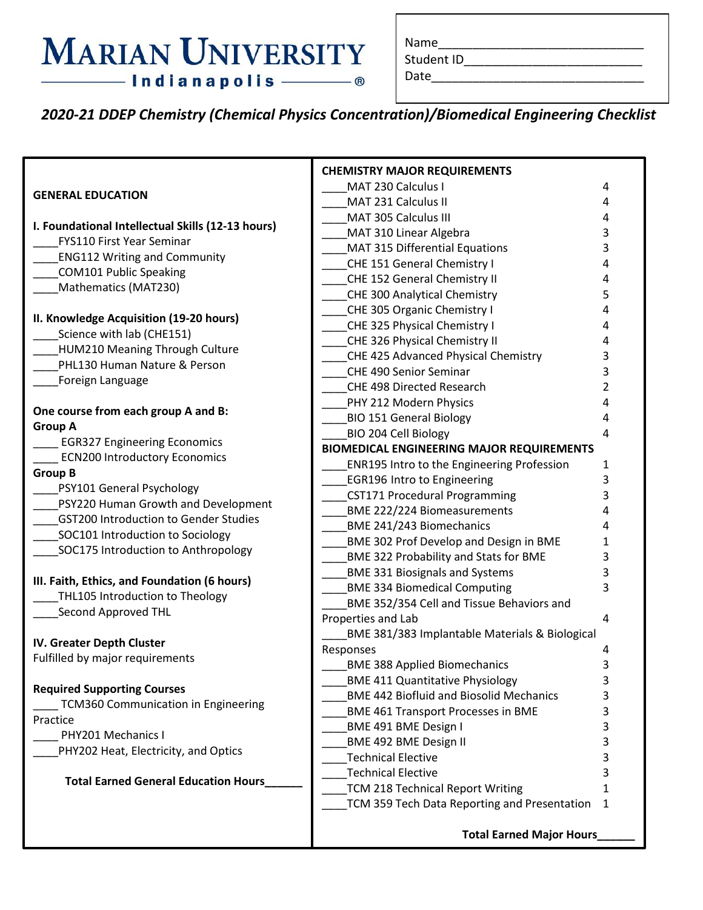# MARIAN UNIVERSITY
**Indianapolis**

Name______________________________
Student ID__________________________
Date_______________________________

***2020-21 DDEP Chemistry (Chemical Physics Concentration)/Biomedical Engineering Checklist***

## GENERAL EDUCATION

**I. Foundational Intellectual Skills (12-13 hours)**

____FYS110 First Year Seminar
____ENG112 Writing and Community
____COM101 Public Speaking
____Mathematics (MAT230)

**II. Knowledge Acquisition (19-20 hours)**

____Science with lab (CHE151)
____HUM210 Meaning Through Culture
____PHL130 Human Nature & Person
____Foreign Language

**One course from each group A and B:**

**Group A**

____ EGR327 Engineering Economics
____ ECN200 Introductory Economics

**Group B**

____PSY101 General Psychology
____PSY220 Human Growth and Development
____GST200 Introduction to Gender Studies
____SOC101 Introduction to Sociology
____SOC175 Introduction to Anthropology

**III. Faith, Ethics, and Foundation (6 hours)**

____THL105 Introduction to Theology
____Second Approved THL

**IV. Greater Depth Cluster**

Fulfilled by major requirements

**Required Supporting Courses**

____ TCM360 Communication in Engineering Practice
____ PHY201 Mechanics I
____PHY202 Heat, Electricity, and Optics

**Total Earned General Education Hours______**

## CHEMISTRY MAJOR REQUIREMENTS

| Course | Hours |
|---|---|
| ____MAT 230 Calculus I | 4 |
| ____MAT 231 Calculus II | 4 |
| ____MAT 305 Calculus III | 4 |
| ____MAT 310 Linear Algebra | 3 |
| ____MAT 315 Differential Equations | 3 |
| ____CHE 151 General Chemistry I | 4 |
| ____CHE 152 General Chemistry II | 4 |
| ____CHE 300 Analytical Chemistry | 5 |
| ____CHE 305 Organic Chemistry I | 4 |
| ____CHE 325 Physical Chemistry I | 4 |
| ____CHE 326 Physical Chemistry II | 4 |
| ____CHE 425 Advanced Physical Chemistry | 3 |
| ____CHE 490 Senior Seminar | 3 |
| ____CHE 498 Directed Research | 2 |
| ____PHY 212 Modern Physics | 4 |
| ____BIO 151 General Biology | 4 |
| ____BIO 204 Cell Biology | 4 |

## BIOMEDICAL ENGINEERING MAJOR REQUIREMENTS

| Course | Hours |
|---|---|
| ____ENR195 Intro to the Engineering Profession | 1 |
| ____EGR196 Intro to Engineering | 3 |
| ____CST171 Procedural Programming | 3 |
| ____BME 222/224 Biomeasurements | 4 |
| ____BME 241/243 Biomechanics | 4 |
| ____BME 302 Prof Develop and Design in BME | 1 |
| ____BME 322 Probability and Stats for BME | 3 |
| ____BME 331 Biosignals and Systems | 3 |
| ____BME 334 Biomedical Computing | 3 |
| ____BME 352/354 Cell and Tissue Behaviors and Properties and Lab | 4 |
| ____BME 381/383 Implantable Materials & Biological Responses | 4 |
| ____BME 388 Applied Biomechanics | 3 |
| ____BME 411 Quantitative Physiology | 3 |
| ____BME 442 Biofluid and Biosolid Mechanics | 3 |
| ____BME 461 Transport Processes in BME | 3 |
| ____BME 491 BME Design I | 3 |
| ____BME 492 BME Design II | 3 |
| ____Technical Elective | 3 |
| ____Technical Elective | 3 |
| ____TCM 218 Technical Report Writing | 1 |
| ____TCM 359 Tech Data Reporting and Presentation | 1 |

**Total Earned Major Hours______**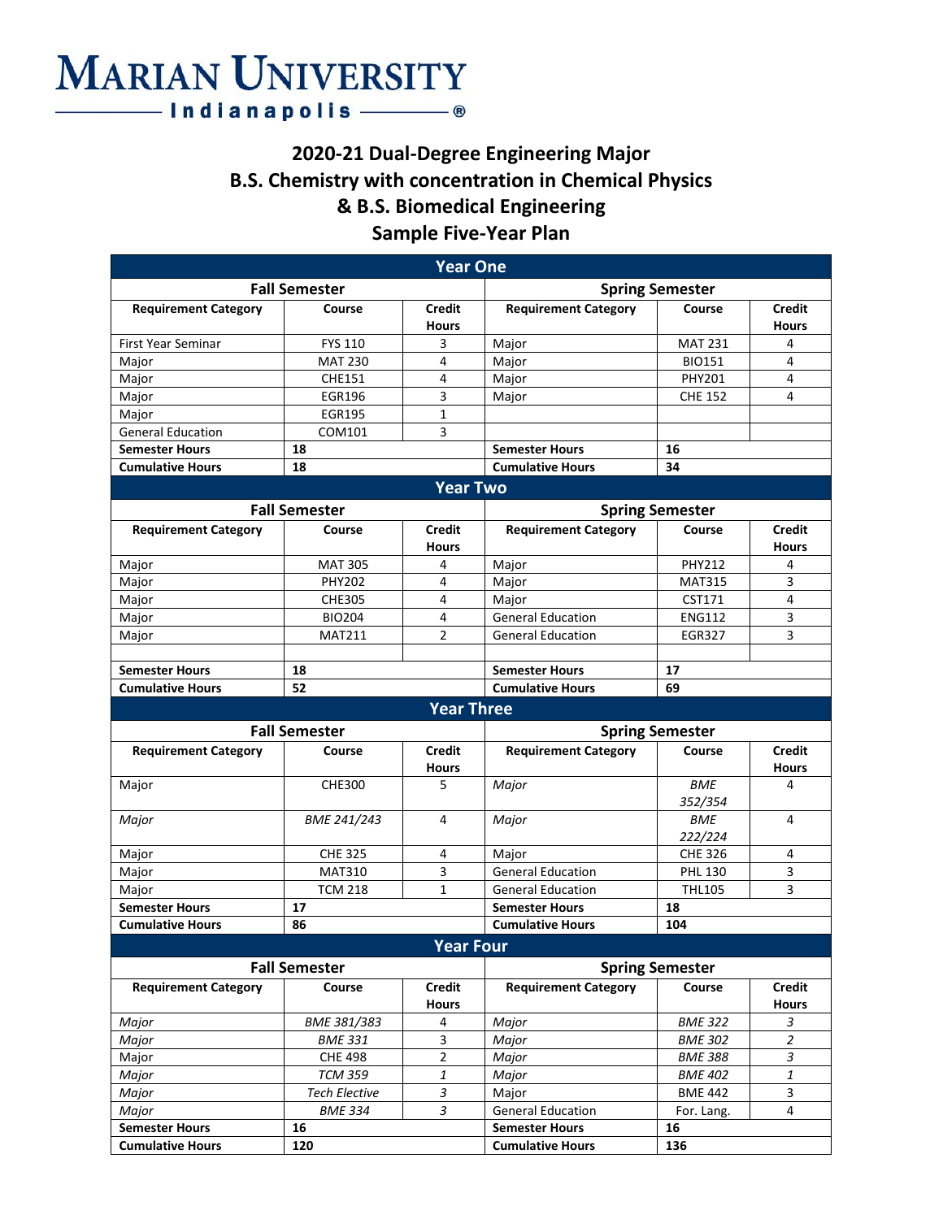# Marian University Indianapolis

## 2020-21 Dual-Degree Engineering Major
## B.S. Chemistry with concentration in Chemical Physics
## & B.S. Biomedical Engineering
## Sample Five-Year Plan

| Year One | | | | | |
|---|---|---|---|---|---|
| **Fall Semester** | | | **Spring Semester** | | |
| **Requirement Category** | **Course** | **Credit Hours** | **Requirement Category** | **Course** | **Credit Hours** |
| First Year Seminar | FYS 110 | 3 | Major | MAT 231 | 4 |
| Major | MAT 230 | 4 | Major | BIO151 | 4 |
| Major | CHE151 | 4 | Major | PHY201 | 4 |
| Major | EGR196 | 3 | Major | CHE 152 | 4 |
| Major | EGR195 | 1 | | | |
| General Education | COM101 | 3 | | | |
| **Semester Hours** | **18** | | **Semester Hours** | **16** | |
| **Cumulative Hours** | **18** | | **Cumulative Hours** | **34** | |

| Year Two | | | | | |
|---|---|---|---|---|---|
| **Fall Semester** | | | **Spring Semester** | | |
| **Requirement Category** | **Course** | **Credit Hours** | **Requirement Category** | **Course** | **Credit Hours** |
| Major | MAT 305 | 4 | Major | PHY212 | 4 |
| Major | PHY202 | 4 | Major | MAT315 | 3 |
| Major | CHE305 | 4 | Major | CST171 | 4 |
| Major | BIO204 | 4 | General Education | ENG112 | 3 |
| Major | MAT211 | 2 | General Education | EGR327 | 3 |
| | | | | | |
| **Semester Hours** | **18** | | **Semester Hours** | **17** | |
| **Cumulative Hours** | **52** | | **Cumulative Hours** | **69** | |

| Year Three | | | | | |
|---|---|---|---|---|---|
| **Fall Semester** | | | **Spring Semester** | | |
| **Requirement Category** | **Course** | **Credit Hours** | **Requirement Category** | **Course** | **Credit Hours** |
| Major | CHE300 | 5 | *Major* | *BME 352/354* | 4 |
| *Major* | *BME 241/243* | 4 | *Major* | *BME 222/224* | 4 |
| Major | CHE 325 | 4 | Major | CHE 326 | 4 |
| Major | MAT310 | 3 | General Education | PHL 130 | 3 |
| Major | TCM 218 | 1 | General Education | THL105 | 3 |
| **Semester Hours** | **17** | | **Semester Hours** | **18** | |
| **Cumulative Hours** | **86** | | **Cumulative Hours** | **104** | |

| Year Four | | | | | |
|---|---|---|---|---|---|
| **Fall Semester** | | | **Spring Semester** | | |
| **Requirement Category** | **Course** | **Credit Hours** | **Requirement Category** | **Course** | **Credit Hours** |
| *Major* | *BME 381/383* | 4 | *Major* | *BME 322* | *3* |
| *Major* | *BME 331* | 3 | *Major* | *BME 302* | *2* |
| Major | CHE 498 | 2 | *Major* | *BME 388* | *3* |
| *Major* | *TCM 359* | *1* | *Major* | *BME 402* | *1* |
| *Major* | *Tech Elective* | *3* | Major | BME 442 | 3 |
| *Major* | *BME 334* | *3* | General Education | For. Lang. | 4 |
| **Semester Hours** | **16** | | **Semester Hours** | **16** | |
| **Cumulative Hours** | **120** | | **Cumulative Hours** | **136** | |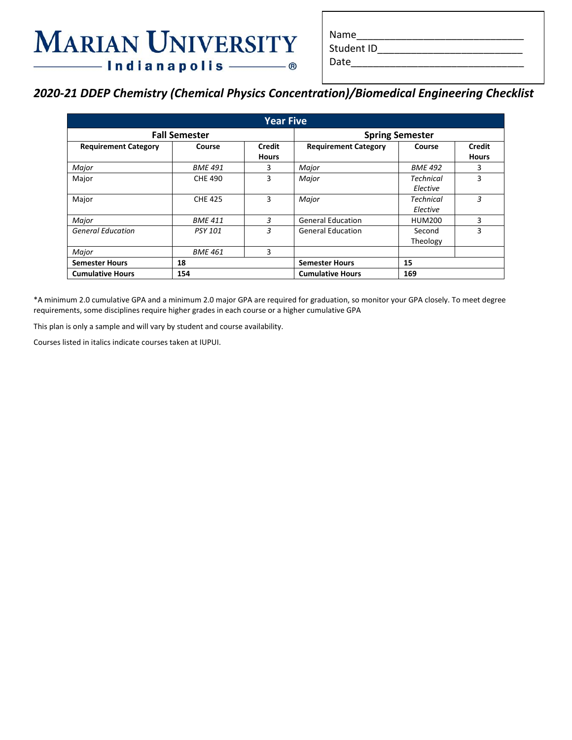# MARIAN UNIVERSITY Indianapolis

Name____________________________
Student ID________________________
Date_____________________________

## *2020-21 DDEP Chemistry (Chemical Physics Concentration)/Biomedical Engineering Checklist*

| Year Five | | | | | |
|---|---|---|---|---|---|
| **Fall Semester** | | | **Spring Semester** | | |
| **Requirement Category** | **Course** | **Credit Hours** | **Requirement Category** | **Course** | **Credit Hours** |
| *Major* | *BME 491* | 3 | *Major* | *BME 492* | 3 |
| Major | CHE 490 | 3 | *Major* | *Technical Elective* | 3 |
| Major | CHE 425 | 3 | *Major* | *Technical Elective* | *3* |
| *Major* | *BME 411* | *3* | General Education | HUM200 | 3 |
| *General Education* | *PSY 101* | *3* | General Education | Second Theology | 3 |
| *Major* | *BME 461* | 3 | | | |
| **Semester Hours** | **18** | | **Semester Hours** | **15** | |
| **Cumulative Hours** | **154** | | **Cumulative Hours** | **169** | |

*A minimum 2.0 cumulative GPA and a minimum 2.0 major GPA are required for graduation, so monitor your GPA closely. To meet degree requirements, some disciplines require higher grades in each course or a higher cumulative GPA

This plan is only a sample and will vary by student and course availability.

Courses listed in italics indicate courses taken at IUPUI.